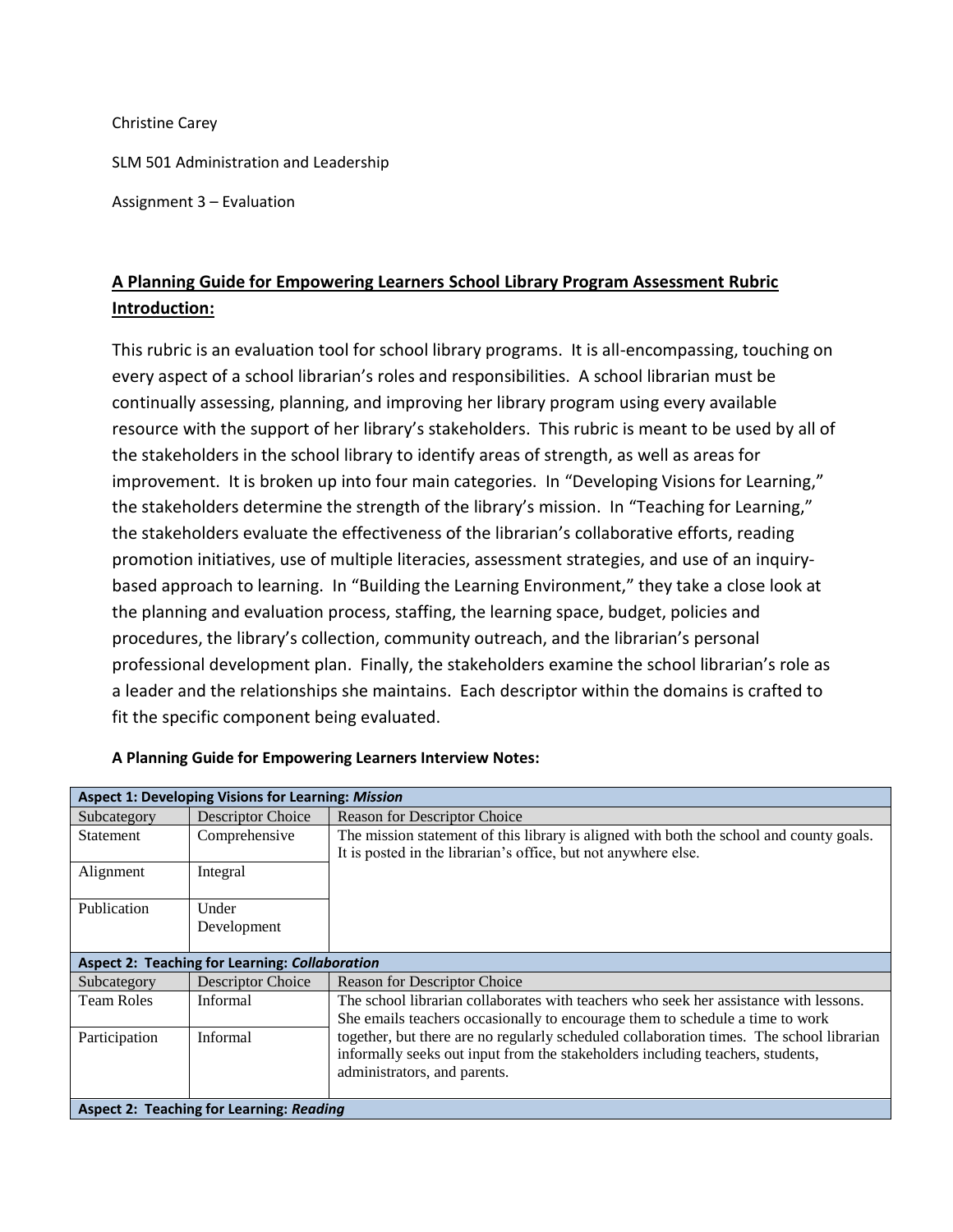Christine Carey

SLM 501 Administration and Leadership

Assignment 3 – Evaluation

## A Planning Guide for Empowering Learners School Library Program Assessment Rubric Introduction:

This rubric is an evaluation tool for school library programs. It is all-encompassing, touching on every aspect of a school librarian's roles and responsibilities. A school librarian must be continually assessing, planning, and improving her library program using every available resource with the support of her library's stakeholders. This rubric is meant to be used by all of the stakeholders in the school library to identify areas of strength, as well as areas for improvement. It is broken up into four main categories. In "Developing Visions for Learning," the stakeholders determine the strength of the library's mission. In "Teaching for Learning," the stakeholders evaluate the effectiveness of the librarian's collaborative efforts, reading promotion initiatives, use of multiple literacies, assessment strategies, and use of an inquiry-based approach to learning. In "Building the Learning Environment," they take a close look at the planning and evaluation process, staffing, the learning space, budget, policies and procedures, the library's collection, community outreach, and the librarian's personal professional development plan. Finally, the stakeholders examine the school librarian's role as a leader and the relationships she maintains. Each descriptor within the domains is crafted to fit the specific component being evaluated.

**A Planning Guide for Empowering Learners Interview Notes:**

| **Aspect 1: Developing Visions for Learning: *Mission*** | | |
|---|---|---|
| Subcategory | Descriptor Choice | Reason for Descriptor Choice |
| Statement | Comprehensive | The mission statement of this library is aligned with both the school and county goals. It is posted in the librarian's office, but not anywhere else. |
| Alignment | Integral | |
| Publication | Under Development | |
| **Aspect 2: Teaching for Learning: *Collaboration*** | | |
| Subcategory | Descriptor Choice | Reason for Descriptor Choice |
| Team Roles | Informal | The school librarian collaborates with teachers who seek her assistance with lessons. She emails teachers occasionally to encourage them to schedule a time to work together, but there are no regularly scheduled collaboration times. The school librarian informally seeks out input from the stakeholders including teachers, students, administrators, and parents. |
| Participation | Informal | |
| **Aspect 2: Teaching for Learning: *Reading*** | | |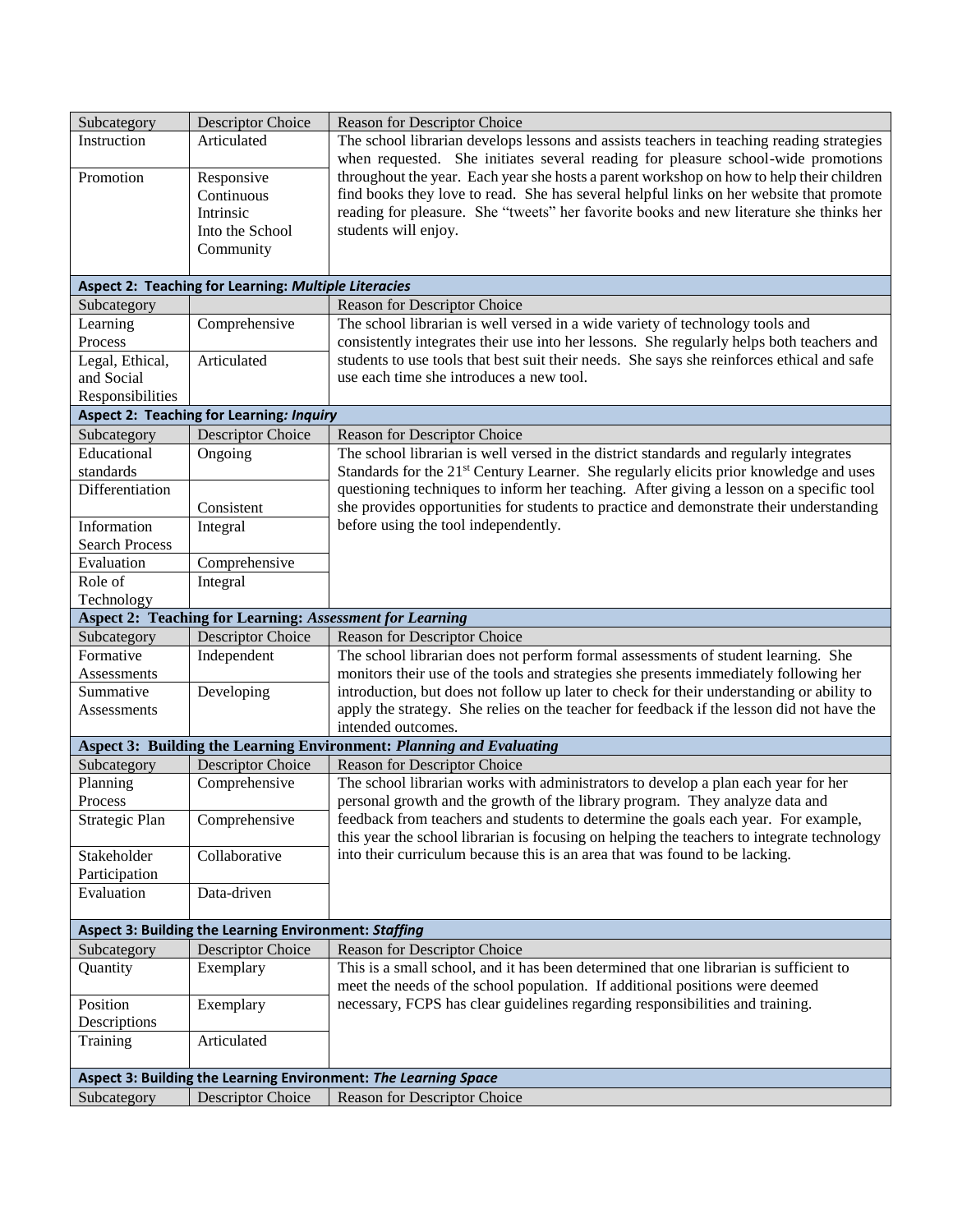| Subcategory | Descriptor Choice | Reason for Descriptor Choice |
| --- | --- | --- |
| Instruction | Articulated | The school librarian develops lessons and assists teachers in teaching reading strategies when requested. She initiates several reading for pleasure school-wide promotions throughout the year. Each year she hosts a parent workshop on how to help their children find books they love to read. She has several helpful links on her website that promote reading for pleasure. She "tweets" her favorite books and new literature she thinks her students will enjoy. |
| Promotion | Responsive Continuous Intrinsic Into the School Community | |
| **Aspect 2: Teaching for Learning: *Multiple Literacies*** | | |
| Subcategory | | Reason for Descriptor Choice |
| Learning Process | Comprehensive | The school librarian is well versed in a wide variety of technology tools and consistently integrates their use into her lessons. She regularly helps both teachers and students to use tools that best suit their needs. She says she reinforces ethical and safe use each time she introduces a new tool. |
| Legal, Ethical, and Social Responsibilities | Articulated | |
| **Aspect 2: Teaching for Learning: *Inquiry*** | | |
| Subcategory | Descriptor Choice | Reason for Descriptor Choice |
| Educational standards | Ongoing | The school librarian is well versed in the district standards and regularly integrates Standards for the 21st Century Learner. She regularly elicits prior knowledge and uses questioning techniques to inform her teaching. After giving a lesson on a specific tool she provides opportunities for students to practice and demonstrate their understanding before using the tool independently. |
| Differentiation | Consistent | |
| Information Search Process | Integral | |
| Evaluation | Comprehensive | |
| Role of Technology | Integral | |
| **Aspect 2: Teaching for Learning: *Assessment for Learning*** | | |
| Subcategory | Descriptor Choice | Reason for Descriptor Choice |
| Formative Assessments | Independent | The school librarian does not perform formal assessments of student learning. She monitors their use of the tools and strategies she presents immediately following her introduction, but does not follow up later to check for their understanding or ability to apply the strategy. She relies on the teacher for feedback if the lesson did not have the intended outcomes. |
| Summative Assessments | Developing | |
| **Aspect 3: Building the Learning Environment: *Planning and Evaluating*** | | |
| Subcategory | Descriptor Choice | Reason for Descriptor Choice |
| Planning Process | Comprehensive | The school librarian works with administrators to develop a plan each year for her personal growth and the growth of the library program. They analyze data and feedback from teachers and students to determine the goals each year. For example, this year the school librarian is focusing on helping the teachers to integrate technology into their curriculum because this is an area that was found to be lacking. |
| Strategic Plan | Comprehensive | |
| Stakeholder Participation | Collaborative | |
| Evaluation | Data-driven | |
| **Aspect 3: Building the Learning Environment: *Staffing*** | | |
| Subcategory | Descriptor Choice | Reason for Descriptor Choice |
| Quantity | Exemplary | This is a small school, and it has been determined that one librarian is sufficient to meet the needs of the school population. If additional positions were deemed necessary, FCPS has clear guidelines regarding responsibilities and training. |
| Position Descriptions | Exemplary | |
| Training | Articulated | |
| **Aspect 3: Building the Learning Environment: *The Learning Space*** | | |
| Subcategory | Descriptor Choice | Reason for Descriptor Choice |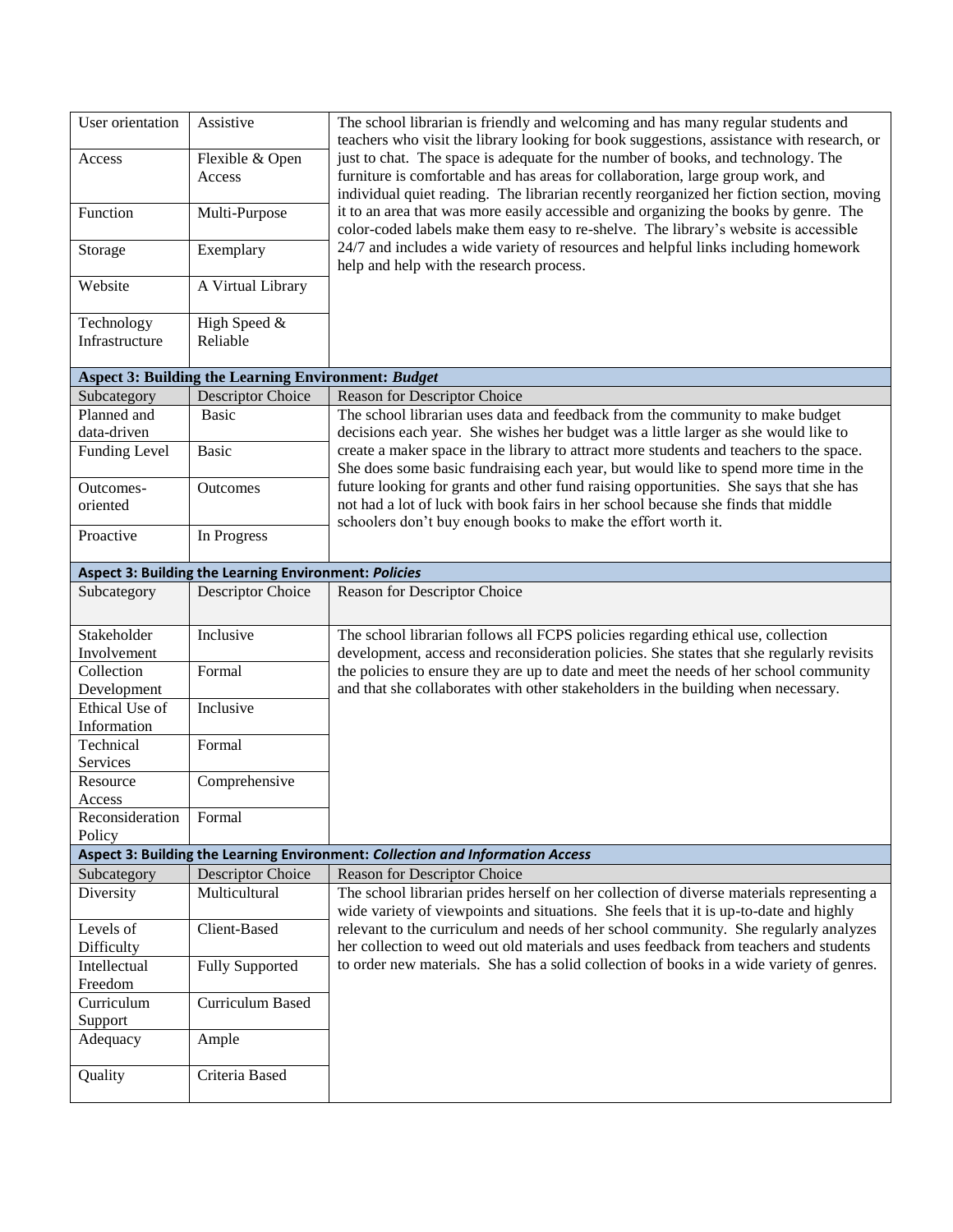| | | |
|---|---|---|
| User orientation | Assistive | The school librarian is friendly and welcoming and has many regular students and teachers who visit the library looking for book suggestions, assistance with research, or just to chat. The space is adequate for the number of books, and technology. The furniture is comfortable and has areas for collaboration, large group work, and individual quiet reading. The librarian recently reorganized her fiction section, moving it to an area that was more easily accessible and organizing the books by genre. The color-coded labels make them easy to re-shelve. The library's website is accessible 24/7 and includes a wide variety of resources and helpful links including homework help and help with the research process. |
| Access | Flexible & Open Access | |
| Function | Multi-Purpose | |
| Storage | Exemplary | |
| Website | A Virtual Library | |
| Technology Infrastructure | High Speed & Reliable | |
| **Aspect 3: Building the Learning Environment: *Budget*** | | |
| Subcategory | Descriptor Choice | Reason for Descriptor Choice |
| Planned and data-driven | Basic | The school librarian uses data and feedback from the community to make budget decisions each year. She wishes her budget was a little larger as she would like to create a maker space in the library to attract more students and teachers to the space. She does some basic fundraising each year, but would like to spend more time in the future looking for grants and other fund raising opportunities. She says that she has not had a lot of luck with book fairs in her school because she finds that middle schoolers don't buy enough books to make the effort worth it. |
| Funding Level | Basic | |
| Outcomes-oriented | Outcomes | |
| Proactive | In Progress | |
| **Aspect 3: Building the Learning Environment: *Policies*** | | |
| Subcategory | Descriptor Choice | Reason for Descriptor Choice |
| Stakeholder Involvement | Inclusive | The school librarian follows all FCPS policies regarding ethical use, collection development, access and reconsideration policies. She states that she regularly revisits the policies to ensure they are up to date and meet the needs of her school community and that she collaborates with other stakeholders in the building when necessary. |
| Collection Development | Formal | |
| Ethical Use of Information | Inclusive | |
| Technical Services | Formal | |
| Resource Access | Comprehensive | |
| Reconsideration Policy | Formal | |
| **Aspect 3: Building the Learning Environment: *Collection and Information Access*** | | |
| Subcategory | Descriptor Choice | Reason for Descriptor Choice |
| Diversity | Multicultural | The school librarian prides herself on her collection of diverse materials representing a wide variety of viewpoints and situations. She feels that it is up-to-date and highly relevant to the curriculum and needs of her school community. She regularly analyzes her collection to weed out old materials and uses feedback from teachers and students to order new materials. She has a solid collection of books in a wide variety of genres. |
| Levels of Difficulty | Client-Based | |
| Intellectual Freedom | Fully Supported | |
| Curriculum Support | Curriculum Based | |
| Adequacy | Ample | |
| Quality | Criteria Based | |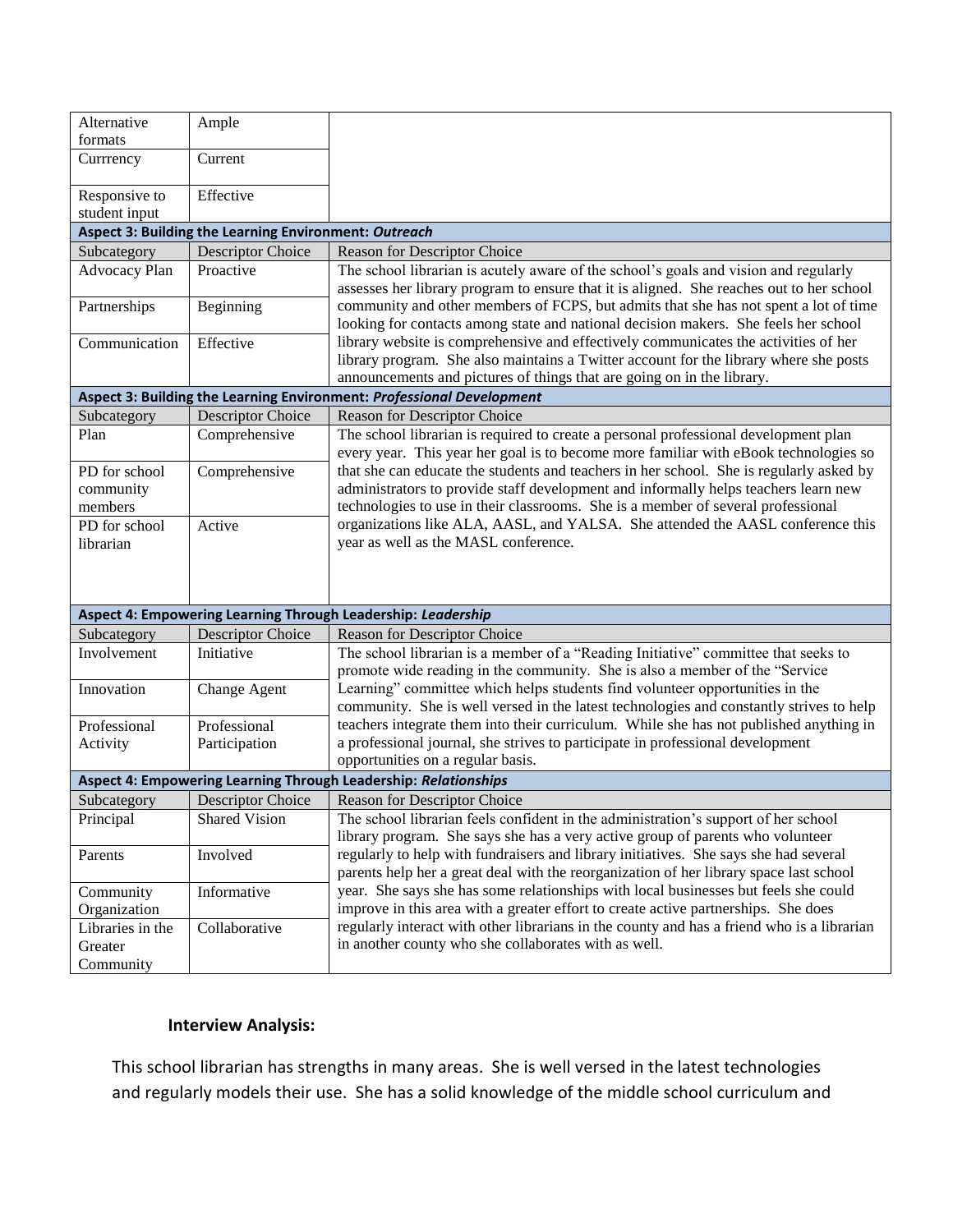| Subcategory | Descriptor Choice | Reason for Descriptor Choice |
|---|---|---|
| Alternative formats | Ample | |
| Currrency | Current | |
| Responsive to student input | Effective | |
| **Aspect 3: Building the Learning Environment: *Outreach*** | | |
| Subcategory | Descriptor Choice | Reason for Descriptor Choice |
| Advocacy Plan | Proactive | The school librarian is acutely aware of the school's goals and vision and regularly assesses her library program to ensure that it is aligned. She reaches out to her school community and other members of FCPS, but admits that she has not spent a lot of time looking for contacts among state and national decision makers. She feels her school library website is comprehensive and effectively communicates the activities of her library program. She also maintains a Twitter account for the library where she posts announcements and pictures of things that are going on in the library. |
| Partnerships | Beginning | |
| Communication | Effective | |
| **Aspect 3: Building the Learning Environment: *Professional Development*** | | |
| Subcategory | Descriptor Choice | Reason for Descriptor Choice |
| Plan | Comprehensive | The school librarian is required to create a personal professional development plan every year. This year her goal is to become more familiar with eBook technologies so that she can educate the students and teachers in her school. She is regularly asked by administrators to provide staff development and informally helps teachers learn new technologies to use in their classrooms. She is a member of several professional organizations like ALA, AASL, and YALSA. She attended the AASL conference this year as well as the MASL conference. |
| PD for school community members | Comprehensive | |
| PD for school librarian | Active | |
| **Aspect 4: Empowering Learning Through Leadership: *Leadership*** | | |
| Subcategory | Descriptor Choice | Reason for Descriptor Choice |
| Involvement | Initiative | The school librarian is a member of a "Reading Initiative" committee that seeks to promote wide reading in the community. She is also a member of the "Service Learning" committee which helps students find volunteer opportunities in the community. She is well versed in the latest technologies and constantly strives to help teachers integrate them into their curriculum. While she has not published anything in a professional journal, she strives to participate in professional development opportunities on a regular basis. |
| Innovation | Change Agent | |
| Professional Activity | Professional Participation | |
| **Aspect 4: Empowering Learning Through Leadership: *Relationships*** | | |
| Subcategory | Descriptor Choice | Reason for Descriptor Choice |
| Principal | Shared Vision | The school librarian feels confident in the administration's support of her school library program. She says she has a very active group of parents who volunteer regularly to help with fundraisers and library initiatives. She says she had several parents help her a great deal with the reorganization of her library space last school year. She says she has some relationships with local businesses but feels she could improve in this area with a greater effort to create active partnerships. She does regularly interact with other librarians in the county and has a friend who is a librarian in another county who she collaborates with as well. |
| Parents | Involved | |
| Community Organization | Informative | |
| Libraries in the Greater Community | Collaborative | |

**Interview Analysis:**

This school librarian has strengths in many areas. She is well versed in the latest technologies and regularly models their use. She has a solid knowledge of the middle school curriculum and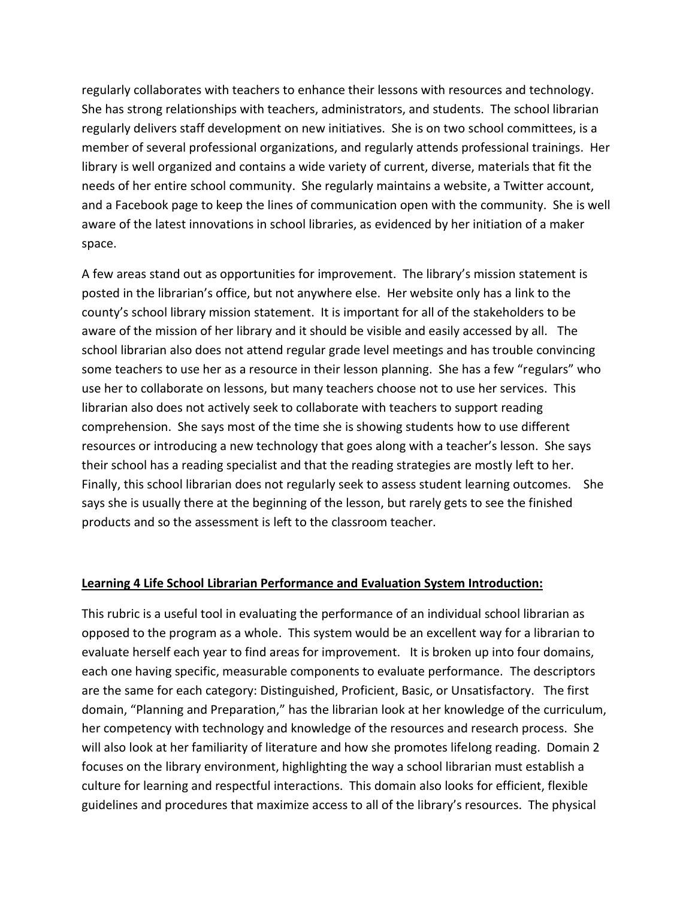regularly collaborates with teachers to enhance their lessons with resources and technology. She has strong relationships with teachers, administrators, and students. The school librarian regularly delivers staff development on new initiatives. She is on two school committees, is a member of several professional organizations, and regularly attends professional trainings. Her library is well organized and contains a wide variety of current, diverse, materials that fit the needs of her entire school community. She regularly maintains a website, a Twitter account, and a Facebook page to keep the lines of communication open with the community. She is well aware of the latest innovations in school libraries, as evidenced by her initiation of a maker space.

A few areas stand out as opportunities for improvement. The library's mission statement is posted in the librarian's office, but not anywhere else. Her website only has a link to the county's school library mission statement. It is important for all of the stakeholders to be aware of the mission of her library and it should be visible and easily accessed by all. The school librarian also does not attend regular grade level meetings and has trouble convincing some teachers to use her as a resource in their lesson planning. She has a few "regulars" who use her to collaborate on lessons, but many teachers choose not to use her services. This librarian also does not actively seek to collaborate with teachers to support reading comprehension. She says most of the time she is showing students how to use different resources or introducing a new technology that goes along with a teacher's lesson. She says their school has a reading specialist and that the reading strategies are mostly left to her. Finally, this school librarian does not regularly seek to assess student learning outcomes. She says she is usually there at the beginning of the lesson, but rarely gets to see the finished products and so the assessment is left to the classroom teacher.

**Learning 4 Life School Librarian Performance and Evaluation System Introduction:**

This rubric is a useful tool in evaluating the performance of an individual school librarian as opposed to the program as a whole. This system would be an excellent way for a librarian to evaluate herself each year to find areas for improvement. It is broken up into four domains, each one having specific, measurable components to evaluate performance. The descriptors are the same for each category: Distinguished, Proficient, Basic, or Unsatisfactory. The first domain, "Planning and Preparation," has the librarian look at her knowledge of the curriculum, her competency with technology and knowledge of the resources and research process. She will also look at her familiarity of literature and how she promotes lifelong reading. Domain 2 focuses on the library environment, highlighting the way a school librarian must establish a culture for learning and respectful interactions. This domain also looks for efficient, flexible guidelines and procedures that maximize access to all of the library's resources. The physical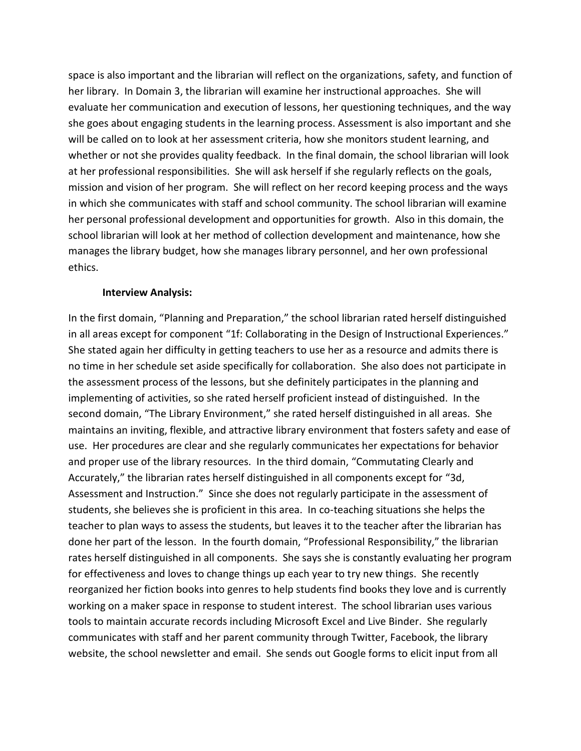space is also important and the librarian will reflect on the organizations, safety, and function of her library. In Domain 3, the librarian will examine her instructional approaches. She will evaluate her communication and execution of lessons, her questioning techniques, and the way she goes about engaging students in the learning process. Assessment is also important and she will be called on to look at her assessment criteria, how she monitors student learning, and whether or not she provides quality feedback. In the final domain, the school librarian will look at her professional responsibilities. She will ask herself if she regularly reflects on the goals, mission and vision of her program. She will reflect on her record keeping process and the ways in which she communicates with staff and school community. The school librarian will examine her personal professional development and opportunities for growth. Also in this domain, the school librarian will look at her method of collection development and maintenance, how she manages the library budget, how she manages library personnel, and her own professional ethics.

**Interview Analysis:**

In the first domain, "Planning and Preparation," the school librarian rated herself distinguished in all areas except for component "1f: Collaborating in the Design of Instructional Experiences." She stated again her difficulty in getting teachers to use her as a resource and admits there is no time in her schedule set aside specifically for collaboration. She also does not participate in the assessment process of the lessons, but she definitely participates in the planning and implementing of activities, so she rated herself proficient instead of distinguished. In the second domain, "The Library Environment," she rated herself distinguished in all areas. She maintains an inviting, flexible, and attractive library environment that fosters safety and ease of use. Her procedures are clear and she regularly communicates her expectations for behavior and proper use of the library resources. In the third domain, "Commutating Clearly and Accurately," the librarian rates herself distinguished in all components except for "3d, Assessment and Instruction." Since she does not regularly participate in the assessment of students, she believes she is proficient in this area. In co-teaching situations she helps the teacher to plan ways to assess the students, but leaves it to the teacher after the librarian has done her part of the lesson. In the fourth domain, "Professional Responsibility," the librarian rates herself distinguished in all components. She says she is constantly evaluating her program for effectiveness and loves to change things up each year to try new things. She recently reorganized her fiction books into genres to help students find books they love and is currently working on a maker space in response to student interest. The school librarian uses various tools to maintain accurate records including Microsoft Excel and Live Binder. She regularly communicates with staff and her parent community through Twitter, Facebook, the library website, the school newsletter and email. She sends out Google forms to elicit input from all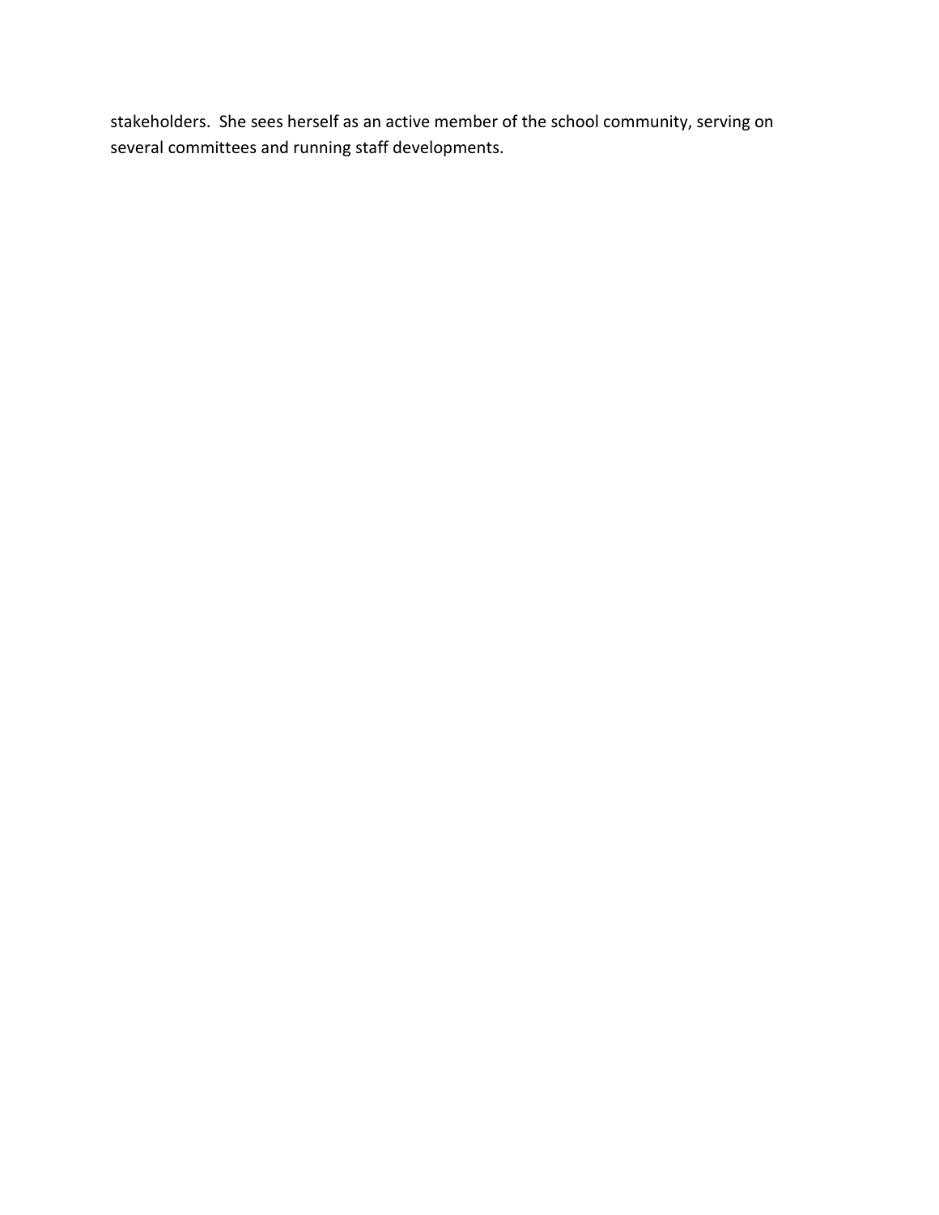stakeholders. She sees herself as an active member of the school community, serving on several committees and running staff developments.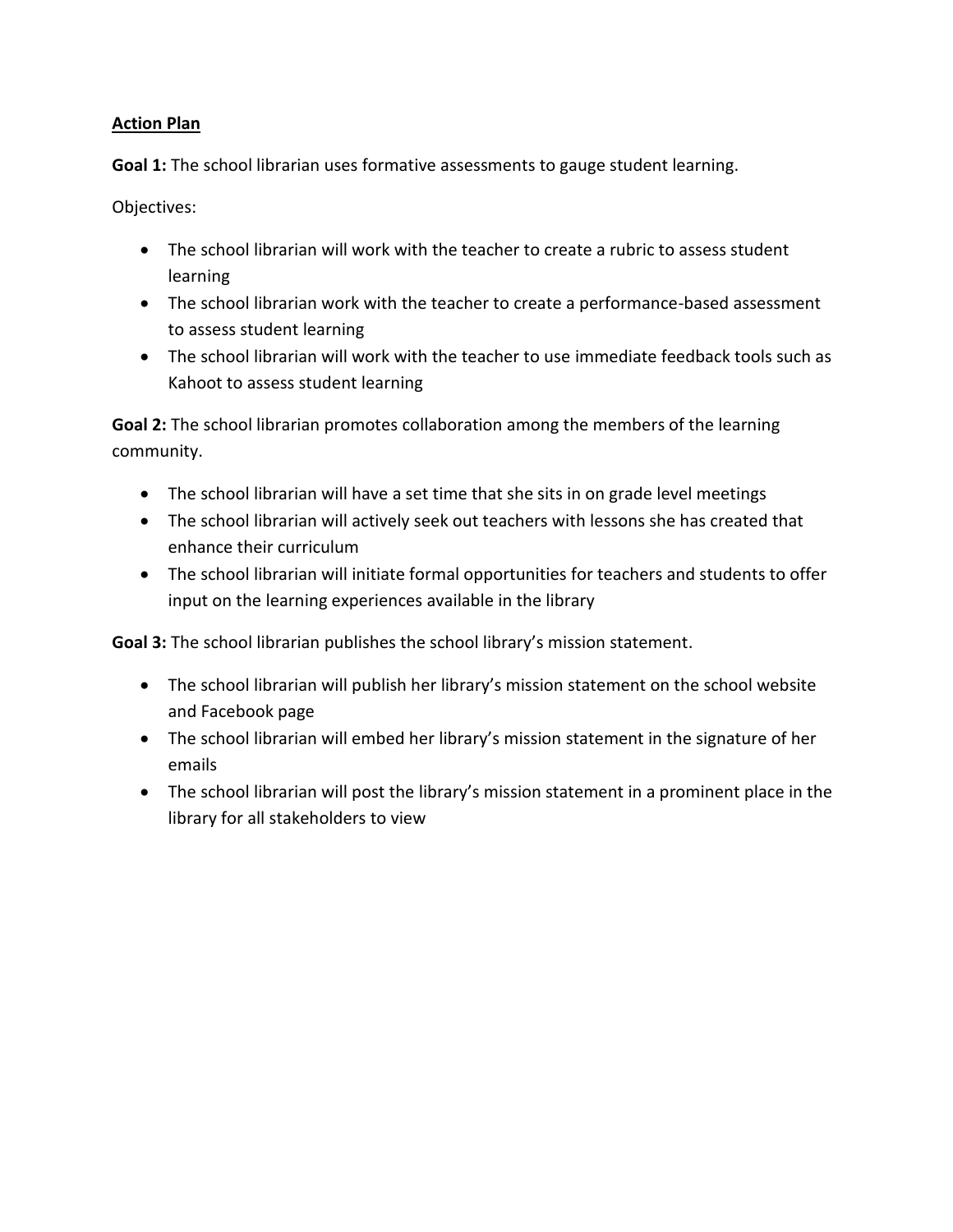**<u>Action Plan</u>**

**Goal 1:** The school librarian uses formative assessments to gauge student learning.

Objectives:

- The school librarian will work with the teacher to create a rubric to assess student learning
- The school librarian work with the teacher to create a performance-based assessment to assess student learning
- The school librarian will work with the teacher to use immediate feedback tools such as Kahoot to assess student learning

**Goal 2:** The school librarian promotes collaboration among the members of the learning community.

- The school librarian will have a set time that she sits in on grade level meetings
- The school librarian will actively seek out teachers with lessons she has created that enhance their curriculum
- The school librarian will initiate formal opportunities for teachers and students to offer input on the learning experiences available in the library

**Goal 3:** The school librarian publishes the school library's mission statement.

- The school librarian will publish her library's mission statement on the school website and Facebook page
- The school librarian will embed her library's mission statement in the signature of her emails
- The school librarian will post the library's mission statement in a prominent place in the library for all stakeholders to view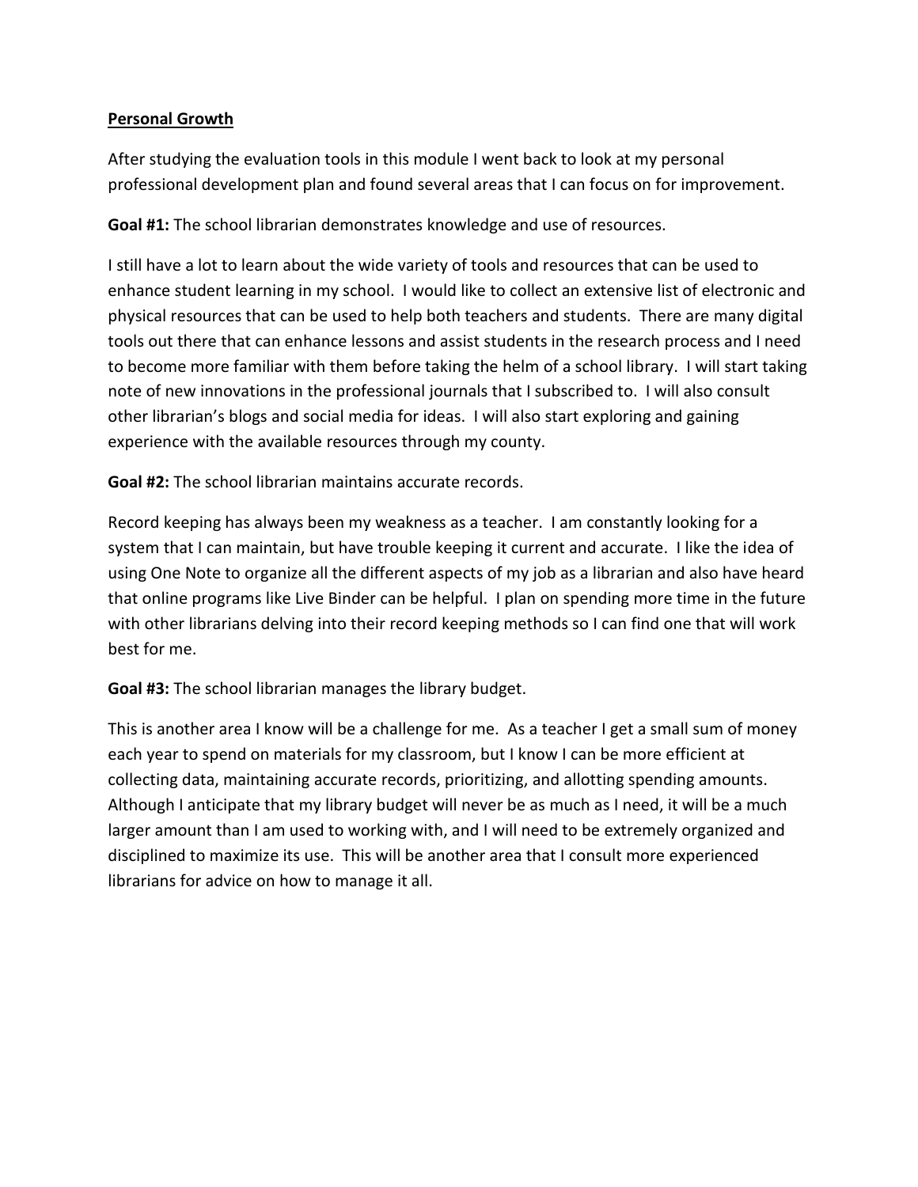**Personal Growth**

After studying the evaluation tools in this module I went back to look at my personal professional development plan and found several areas that I can focus on for improvement.

**Goal #1:** The school librarian demonstrates knowledge and use of resources.

I still have a lot to learn about the wide variety of tools and resources that can be used to enhance student learning in my school. I would like to collect an extensive list of electronic and physical resources that can be used to help both teachers and students. There are many digital tools out there that can enhance lessons and assist students in the research process and I need to become more familiar with them before taking the helm of a school library. I will start taking note of new innovations in the professional journals that I subscribed to. I will also consult other librarian's blogs and social media for ideas. I will also start exploring and gaining experience with the available resources through my county.

**Goal #2:** The school librarian maintains accurate records.

Record keeping has always been my weakness as a teacher. I am constantly looking for a system that I can maintain, but have trouble keeping it current and accurate. I like the idea of using One Note to organize all the different aspects of my job as a librarian and also have heard that online programs like Live Binder can be helpful. I plan on spending more time in the future with other librarians delving into their record keeping methods so I can find one that will work best for me.

**Goal #3:** The school librarian manages the library budget.

This is another area I know will be a challenge for me. As a teacher I get a small sum of money each year to spend on materials for my classroom, but I know I can be more efficient at collecting data, maintaining accurate records, prioritizing, and allotting spending amounts. Although I anticipate that my library budget will never be as much as I need, it will be a much larger amount than I am used to working with, and I will need to be extremely organized and disciplined to maximize its use. This will be another area that I consult more experienced librarians for advice on how to manage it all.